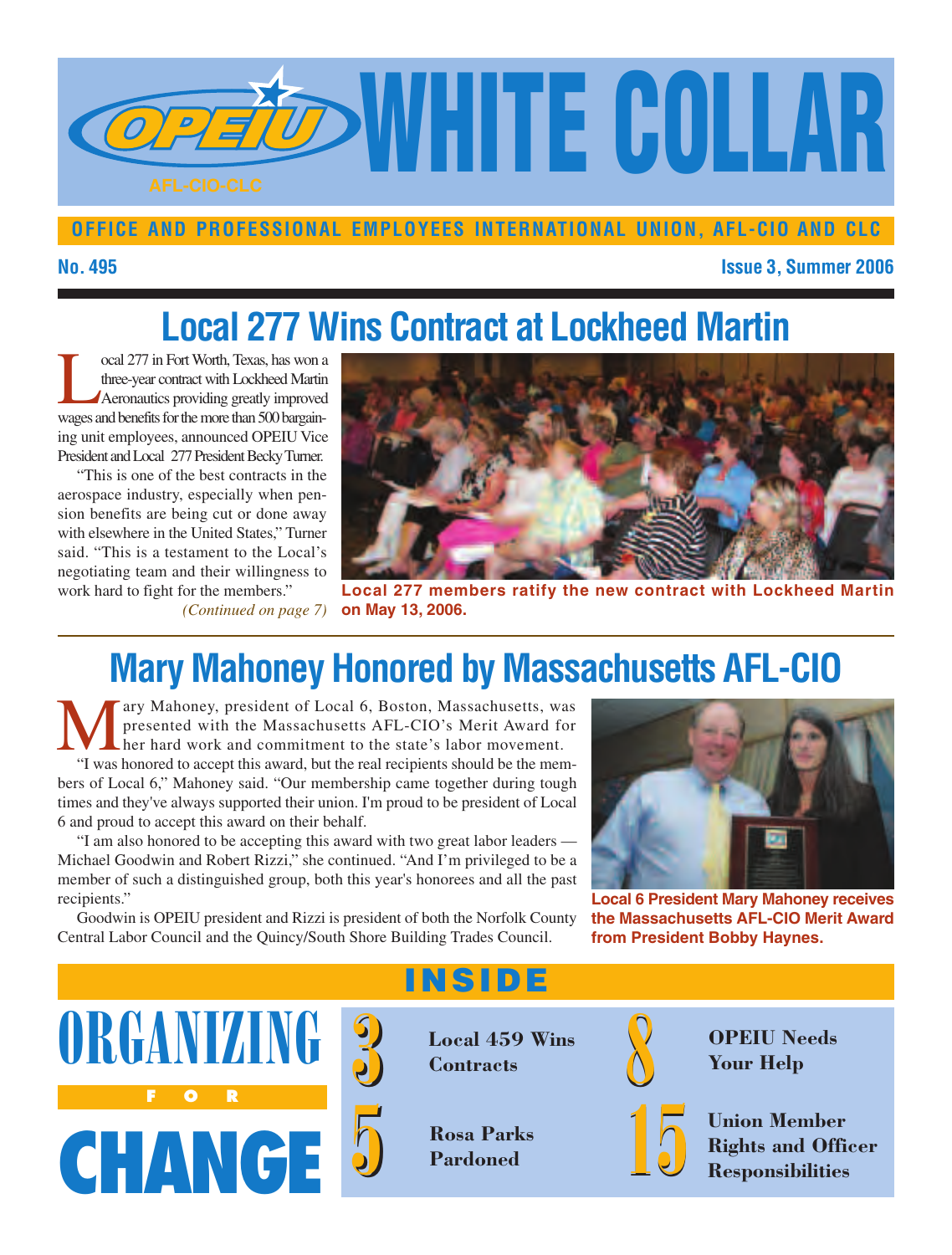# OPEIU WHITE COLLAR

AFL-CIO-CLC

**OFFICE AND PROFESSIONAL EMPLOYEES INTERNATIONAL UNION, AFL-CIO AND CLC**

**No. 495** **Issue 3, Summer 2006**

## Local 277 Wins Contract at Lockheed Martin

Local 277 in Fort Worth, Texas, has won a three-year contract with Lockheed Martin Aeronautics providing greatly improved wages and benefits for the more than 500 bargaining unit employees, announced OPEIU Vice President and Local 277 President Becky Turner.

"This is one of the best contracts in the aerospace industry, especially when pension benefits are being cut or done away with elsewhere in the United States," Turner said. "This is a testament to the Local's negotiating team and their willingness to work hard to fight for the members."

*(Continued on page 7)*

**Local 277 members ratify the new contract with Lockheed Martin on May 13, 2006.**

## Mary Mahoney Honored by Massachusetts AFL-CIO

Mary Mahoney, president of Local 6, Boston, Massachusetts, was presented with the Massachusetts AFL-CIO's Merit Award for her hard work and commitment to the state's labor movement.

"I was honored to accept this award, but the real recipients should be the members of Local 6," Mahoney said. "Our membership came together during tough times and they've always supported their union. I'm proud to be president of Local 6 and proud to accept this award on their behalf.

"I am also honored to be accepting this award with two great labor leaders — Michael Goodwin and Robert Rizzi," she continued. "And I'm privileged to be a member of such a distinguished group, both this year's honorees and all the past recipients."

Goodwin is OPEIU president and Rizzi is president of both the Norfolk County Central Labor Council and the Quincy/South Shore Building Trades Council.

**Local 6 President Mary Mahoney receives the Massachusetts AFL-CIO Merit Award from President Bobby Haynes.**

## INSIDE

**ORGANIZING FOR CHANGE**

- **3** Local 459 Wins Contracts
- **5** Rosa Parks Pardoned
- **8** OPEIU Needs Your Help
- **15** Union Member Rights and Officer Responsibilities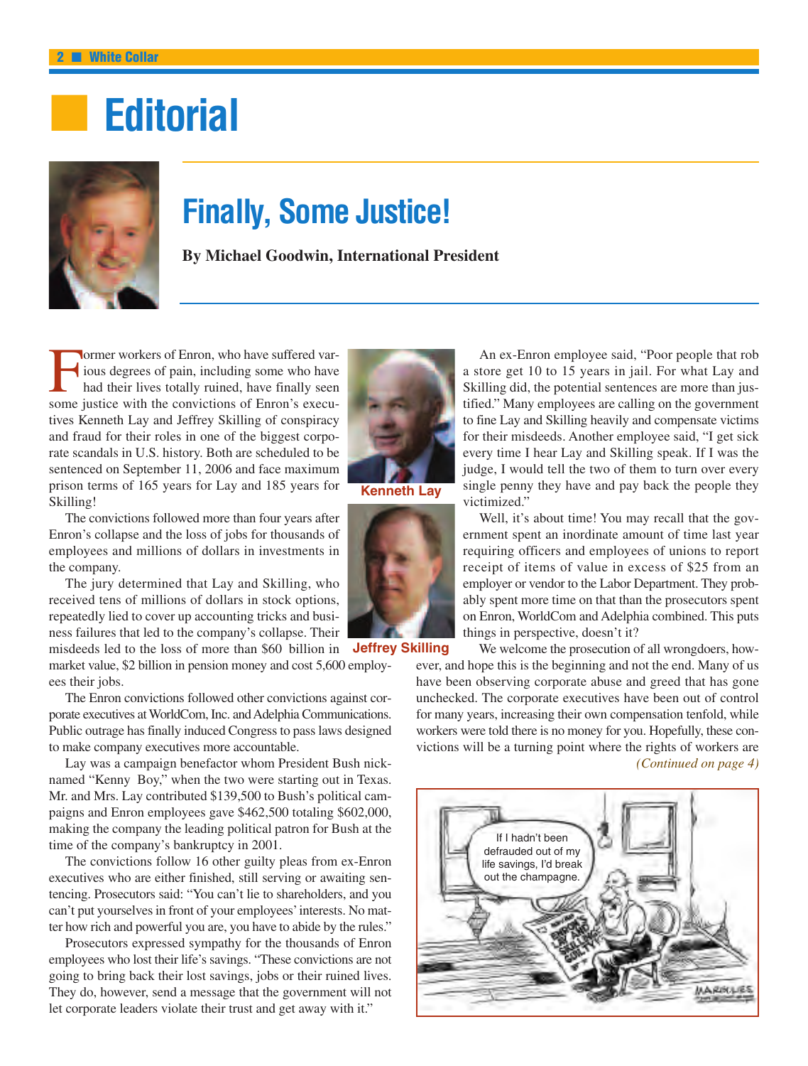# Editorial

## Finally, Some Justice!

**By Michael Goodwin, International President**

Former workers of Enron, who have suffered various degrees of pain, including some who have had their lives totally ruined, have finally seen some justice with the convictions of Enron's executives Kenneth Lay and Jeffrey Skilling of conspiracy and fraud for their roles in one of the biggest corporate scandals in U.S. history. Both are scheduled to be sentenced on September 11, 2006 and face maximum prison terms of 165 years for Lay and 185 years for Skilling!

Kenneth Lay

Jeffrey Skilling

The convictions followed more than four years after Enron's collapse and the loss of jobs for thousands of employees and millions of dollars in investments in the company.

The jury determined that Lay and Skilling, who received tens of millions of dollars in stock options, repeatedly lied to cover up accounting tricks and business failures that led to the company's collapse. Their misdeeds led to the loss of more than $60 billion in market value, $2 billion in pension money and cost 5,600 employees their jobs.

The Enron convictions followed other convictions against corporate executives at WorldCom, Inc. and Adelphia Communications. Public outrage has finally induced Congress to pass laws designed to make company executives more accountable.

Lay was a campaign benefactor whom President Bush nicknamed "Kenny Boy," when the two were starting out in Texas. Mr. and Mrs. Lay contributed $139,500 to Bush's political campaigns and Enron employees gave $462,500 totaling $602,000, making the company the leading political patron for Bush at the time of the company's bankruptcy in 2001.

The convictions follow 16 other guilty pleas from ex-Enron executives who are either finished, still serving or awaiting sentencing. Prosecutors said: "You can't lie to shareholders, and you can't put yourselves in front of your employees' interests. No matter how rich and powerful you are, you have to abide by the rules."

Prosecutors expressed sympathy for the thousands of Enron employees who lost their life's savings. "These convictions are not going to bring back their lost savings, jobs or their ruined lives. They do, however, send a message that the government will not let corporate leaders violate their trust and get away with it."

An ex-Enron employee said, "Poor people that rob a store get 10 to 15 years in jail. For what Lay and Skilling did, the potential sentences are more than justified." Many employees are calling on the government to fine Lay and Skilling heavily and compensate victims for their misdeeds. Another employee said, "I get sick every time I hear Lay and Skilling speak. If I was the judge, I would tell the two of them to turn over every single penny they have and pay back the people they victimized."

Well, it's about time! You may recall that the government spent an inordinate amount of time last year requiring officers and employees of unions to report receipt of items of value in excess of $25 from an employer or vendor to the Labor Department. They probably spent more time on that than the prosecutors spent on Enron, WorldCom and Adelphia combined. This puts things in perspective, doesn't it?

We welcome the prosecution of all wrongdoers, however, and hope this is the beginning and not the end. Many of us have been observing corporate abuse and greed that has gone unchecked. The corporate executives have been out of control for many years, increasing their own compensation tenfold, while workers were told there is no money for you. Hopefully, these convictions will be a turning point where the rights of workers are

*(Continued on page 4)*

If I hadn't been defrauded out of my life savings, I'd break out the champagne.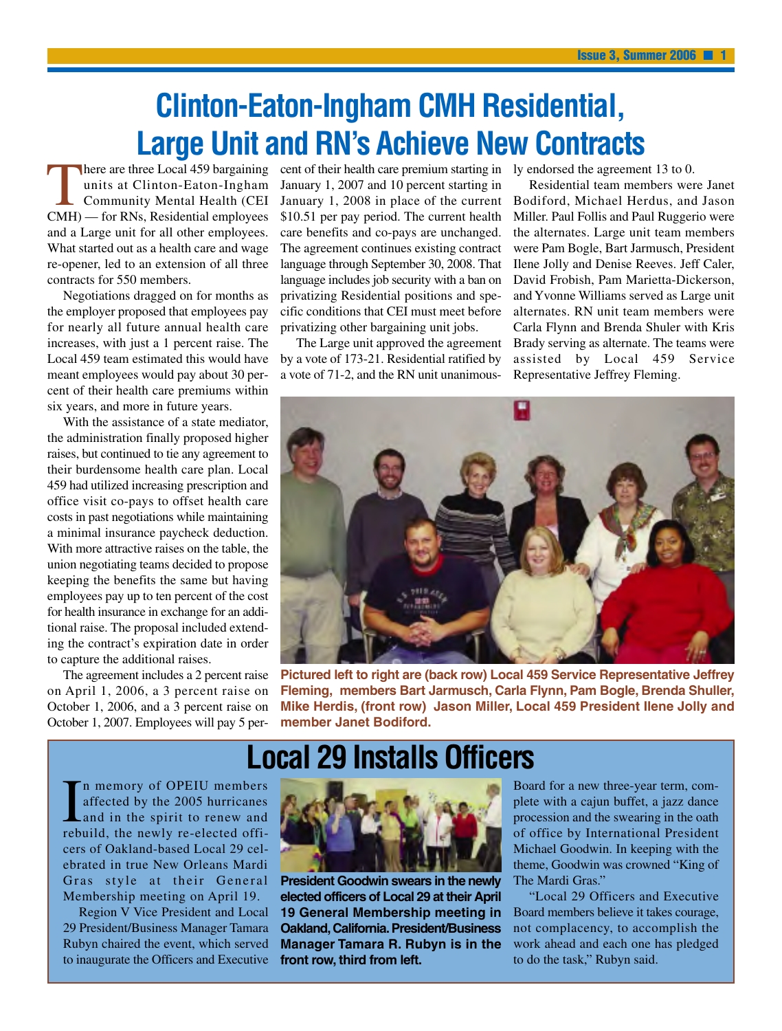# Clinton-Eaton-Ingham CMH Residential, Large Unit and RN's Achieve New Contracts

There are three Local 459 bargaining units at Clinton-Eaton-Ingham Community Mental Health (CEI CMH) — for RNs, Residential employees and a Large unit for all other employees. What started out as a health care and wage re-opener, led to an extension of all three contracts for 550 members.

Negotiations dragged on for months as the employer proposed that employees pay for nearly all future annual health care increases, with just a 1 percent raise. The Local 459 team estimated this would have meant employees would pay about 30 percent of their health care premiums within six years, and more in future years.

With the assistance of a state mediator, the administration finally proposed higher raises, but continued to tie any agreement to their burdensome health care plan. Local 459 had utilized increasing prescription and office visit co-pays to offset health care costs in past negotiations while maintaining a minimal insurance paycheck deduction. With more attractive raises on the table, the union negotiating teams decided to propose keeping the benefits the same but having employees pay up to ten percent of the cost for health insurance in exchange for an additional raise. The proposal included extending the contract's expiration date in order to capture the additional raises.

The agreement includes a 2 percent raise on April 1, 2006, a 3 percent raise on October 1, 2006, and a 3 percent raise on October 1, 2007. Employees will pay 5 percent of their health care premium starting in January 1, 2007 and 10 percent starting in January 1, 2008 in place of the current $10.51 per pay period. The current health care benefits and co-pays are unchanged. The agreement continues existing contract language through September 30, 2008. That language includes job security with a ban on privatizing Residential positions and specific conditions that CEI must meet before privatizing other bargaining unit jobs.

The Large unit approved the agreement by a vote of 173-21. Residential ratified by a vote of 71-2, and the RN unit unanimously endorsed the agreement 13 to 0.

Residential team members were Janet Bodiford, Michael Herdus, and Jason Miller. Paul Follis and Paul Ruggerio were the alternates. Large unit team members were Pam Bogle, Bart Jarmusch, President Ilene Jolly and Denise Reeves. Jeff Caler, David Frobish, Pam Marietta-Dickerson, and Yvonne Williams served as Large unit alternates. RN unit team members were Carla Flynn and Brenda Shuler with Kris Brady serving as alternate. The teams were assisted by Local 459 Service Representative Jeffrey Fleming.

**Pictured left to right are (back row) Local 459 Service Representative Jeffrey Fleming, members Bart Jarmusch, Carla Flynn, Pam Bogle, Brenda Shuller, Mike Herdis, (front row) Jason Miller, Local 459 President Ilene Jolly and member Janet Bodiford.**

# Local 29 Installs Officers

In memory of OPEIU members affected by the 2005 hurricanes and in the spirit to renew and rebuild, the newly re-elected officers of Oakland-based Local 29 celebrated in true New Orleans Mardi Gras style at their General Membership meeting on April 19.

Region V Vice President and Local 29 President/Business Manager Tamara Rubyn chaired the event, which served to inaugurate the Officers and Executive Board for a new three-year term, complete with a cajun buffet, a jazz dance procession and the swearing in the oath of office by International President Michael Goodwin. In keeping with the theme, Goodwin was crowned "King of The Mardi Gras."

"Local 29 Officers and Executive Board members believe it takes courage, not complacency, to accomplish the work ahead and each one has pledged to do the task," Rubyn said.

**President Goodwin swears in the newly elected officers of Local 29 at their April 19 General Membership meeting in Oakland, California. President/Business Manager Tamara R. Rubyn is in the front row, third from left.**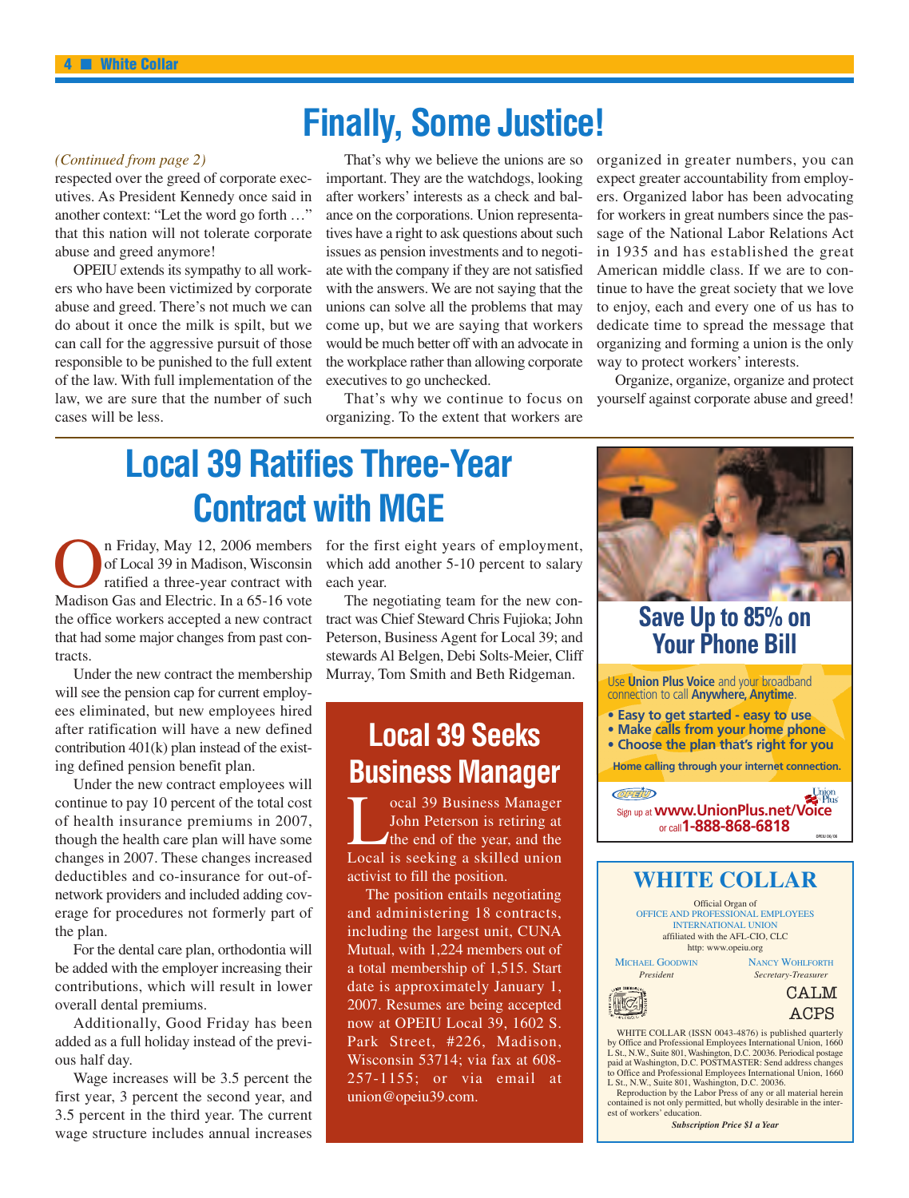# Finally, Some Justice!

*(Continued from page 2)*

respected over the greed of corporate executives. As President Kennedy once said in another context: "Let the word go forth …" that this nation will not tolerate corporate abuse and greed anymore!

OPEIU extends its sympathy to all workers who have been victimized by corporate abuse and greed. There's not much we can do about it once the milk is spilt, but we can call for the aggressive pursuit of those responsible to be punished to the full extent of the law. With full implementation of the law, we are sure that the number of such cases will be less.

That's why we believe the unions are so important. They are the watchdogs, looking after workers' interests as a check and balance on the corporations. Union representatives have a right to ask questions about such issues as pension investments and to negotiate with the company if they are not satisfied with the answers. We are not saying that the unions can solve all the problems that may come up, but we are saying that workers would be much better off with an advocate in the workplace rather than allowing corporate executives to go unchecked.

That's why we continue to focus on organizing. To the extent that workers are organized in greater numbers, you can expect greater accountability from employers. Organized labor has been advocating for workers in great numbers since the passage of the National Labor Relations Act in 1935 and has established the great American middle class. If we are to continue to have the great society that we love to enjoy, each and every one of us has to dedicate time to spread the message that organizing and forming a union is the only way to protect workers' interests.

Organize, organize, organize and protect yourself against corporate abuse and greed!

# Local 39 Ratifies Three-Year Contract with MGE

On Friday, May 12, 2006 members of Local 39 in Madison, Wisconsin ratified a three-year contract with Madison Gas and Electric. In a 65-16 vote the office workers accepted a new contract that had some major changes from past contracts.

Under the new contract the membership will see the pension cap for current employees eliminated, but new employees hired after ratification will have a new defined contribution 401(k) plan instead of the existing defined pension benefit plan.

Under the new contract employees will continue to pay 10 percent of the total cost of health insurance premiums in 2007, though the health care plan will have some changes in 2007. These changes increased deductibles and co-insurance for out-of-network providers and included adding coverage for procedures not formerly part of the plan.

For the dental care plan, orthodontia will be added with the employer increasing their contributions, which will result in lower overall dental premiums.

Additionally, Good Friday has been added as a full holiday instead of the previous half day.

Wage increases will be 3.5 percent the first year, 3 percent the second year, and 3.5 percent in the third year. The current wage structure includes annual increases for the first eight years of employment, which add another 5-10 percent to salary each year.

The negotiating team for the new contract was Chief Steward Chris Fujioka; John Peterson, Business Agent for Local 39; and stewards Al Belgen, Debi Solts-Meier, Cliff Murray, Tom Smith and Beth Ridgeman.

## Local 39 Seeks Business Manager

Local 39 Business Manager John Peterson is retiring at the end of the year, and the Local is seeking a skilled union activist to fill the position.

The position entails negotiating and administering 18 contracts, including the largest unit, CUNA Mutual, with 1,224 members out of a total membership of 1,515. Start date is approximately January 1, 2007. Resumes are being accepted now at OPEIU Local 39, 1602 S. Park Street, #226, Madison, Wisconsin 53714; via fax at 608-257-1155; or via email at union@opeiu39.com.

## Save Up to 85% on Your Phone Bill

Use **Union Plus Voice** and your broadband connection to call **Anywhere, Anytime**.

- **Easy to get started - easy to use**
- **Make calls from your home phone**
- **Choose the plan that's right for you**

**Home calling through your internet connection.**

Sign up at **www.UnionPlus.net/Voice** or call **1-888-868-6818**

OPEIU 06/06

## WHITE COLLAR

Official Organ of
OFFICE AND PROFESSIONAL EMPLOYEES INTERNATIONAL UNION
affiliated with the AFL-CIO, CLC
http: www.opeiu.org

Michael Goodwin, *President*
Nancy Wohlforth, *Secretary-Treasurer*

CALM
ACPS

WHITE COLLAR (ISSN 0043-4876) is published quarterly by Office and Professional Employees International Union, 1660 L St., N.W., Suite 801, Washington, D.C. 20036. Periodical postage paid at Washington, D.C. POSTMASTER: Send address changes to Office and Professional Employees International Union, 1660 L St., N.W., Suite 801, Washington, D.C. 20036.

Reproduction by the Labor Press of any or all material herein contained is not only permitted, but wholly desirable in the interest of workers' education.

***Subscription Price $1 a Year***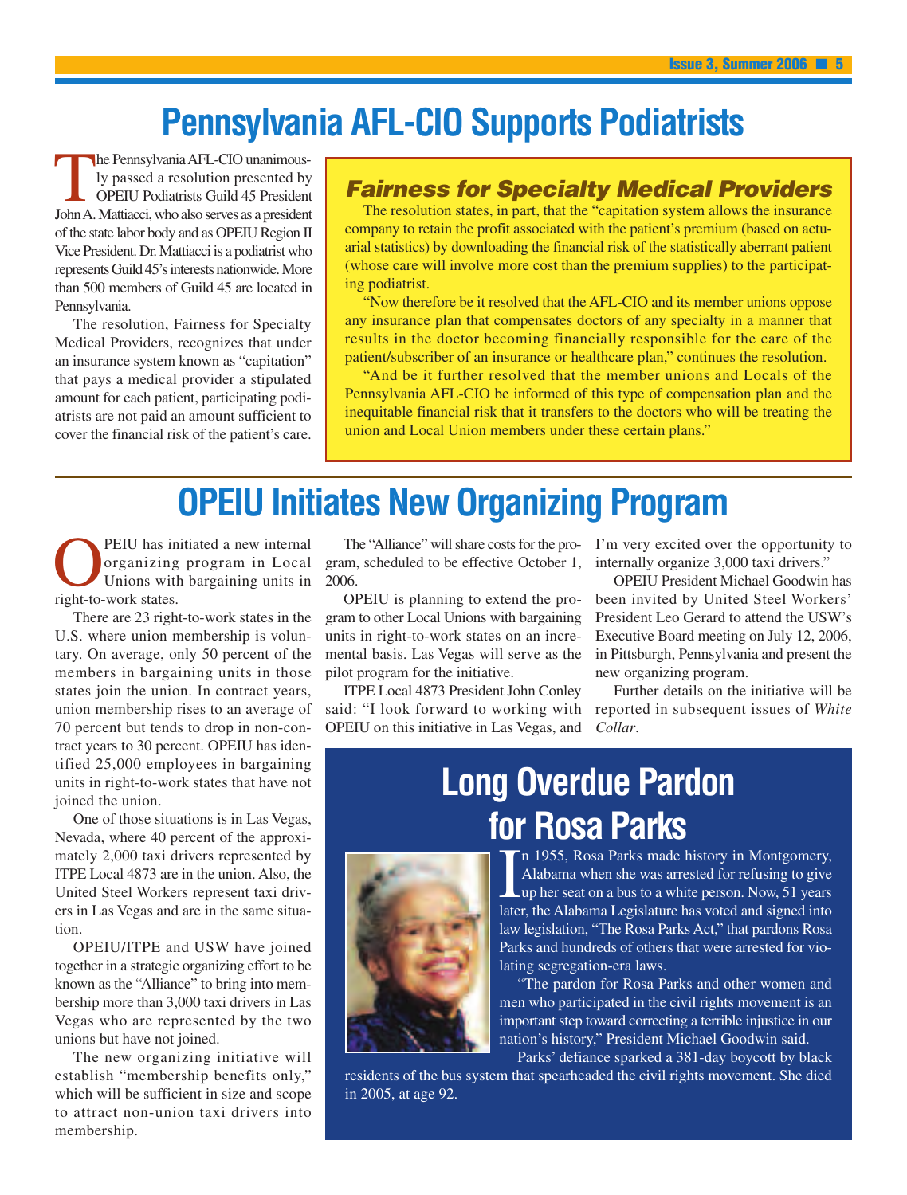# Pennsylvania AFL-CIO Supports Podiatrists

The Pennsylvania AFL-CIO unanimously passed a resolution presented by OPEIU Podiatrists Guild 45 President John A. Mattiacci, who also serves as a president of the state labor body and as OPEIU Region II Vice President. Dr. Mattiacci is a podiatrist who represents Guild 45's interests nationwide. More than 500 members of Guild 45 are located in Pennsylvania.

The resolution, Fairness for Specialty Medical Providers, recognizes that under an insurance system known as "capitation" that pays a medical provider a stipulated amount for each patient, participating podiatrists are not paid an amount sufficient to cover the financial risk of the patient's care.

### *Fairness for Specialty Medical Providers*

The resolution states, in part, that the "capitation system allows the insurance company to retain the profit associated with the patient's premium (based on actuarial statistics) by downloading the financial risk of the statistically aberrant patient (whose care will involve more cost than the premium supplies) to the participating podiatrist.

"Now therefore be it resolved that the AFL-CIO and its member unions oppose any insurance plan that compensates doctors of any specialty in a manner that results in the doctor becoming financially responsible for the care of the patient/subscriber of an insurance or healthcare plan," continues the resolution.

"And be it further resolved that the member unions and Locals of the Pennsylvania AFL-CIO be informed of this type of compensation plan and the inequitable financial risk that it transfers to the doctors who will be treating the union and Local Union members under these certain plans."

# OPEIU Initiates New Organizing Program

OPEIU has initiated a new internal organizing program in Local Unions with bargaining units in right-to-work states.

There are 23 right-to-work states in the U.S. where union membership is voluntary. On average, only 50 percent of the members in bargaining units in those states join the union. In contract years, union membership rises to an average of 70 percent but tends to drop in non-contract years to 30 percent. OPEIU has identified 25,000 employees in bargaining units in right-to-work states that have not joined the union.

One of those situations is in Las Vegas, Nevada, where 40 percent of the approximately 2,000 taxi drivers represented by ITPE Local 4873 are in the union. Also, the United Steel Workers represent taxi drivers in Las Vegas and are in the same situation.

OPEIU/ITPE and USW have joined together in a strategic organizing effort to be known as the "Alliance" to bring into membership more than 3,000 taxi drivers in Las Vegas who are represented by the two unions but have not joined.

The new organizing initiative will establish "membership benefits only," which will be sufficient in size and scope to attract non-union taxi drivers into membership.

The "Alliance" will share costs for the program, scheduled to be effective October 1, 2006.

OPEIU is planning to extend the program to other Local Unions with bargaining units in right-to-work states on an incremental basis. Las Vegas will serve as the pilot program for the initiative.

ITPE Local 4873 President John Conley said: "I look forward to working with OPEIU on this initiative in Las Vegas, and I'm very excited over the opportunity to internally organize 3,000 taxi drivers."

OPEIU President Michael Goodwin has been invited by United Steel Workers' President Leo Gerard to attend the USW's Executive Board meeting on July 12, 2006, in Pittsburgh, Pennsylvania and present the new organizing program.

Further details on the initiative will be reported in subsequent issues of *White Collar*.

# Long Overdue Pardon for Rosa Parks

In 1955, Rosa Parks made history in Montgomery, Alabama when she was arrested for refusing to give up her seat on a bus to a white person. Now, 51 years later, the Alabama Legislature has voted and signed into law legislation, "The Rosa Parks Act," that pardons Rosa Parks and hundreds of others that were arrested for violating segregation-era laws.

"The pardon for Rosa Parks and other women and men who participated in the civil rights movement is an important step toward correcting a terrible injustice in our nation's history," President Michael Goodwin said.

Parks' defiance sparked a 381-day boycott by black residents of the bus system that spearheaded the civil rights movement. She died in 2005, at age 92.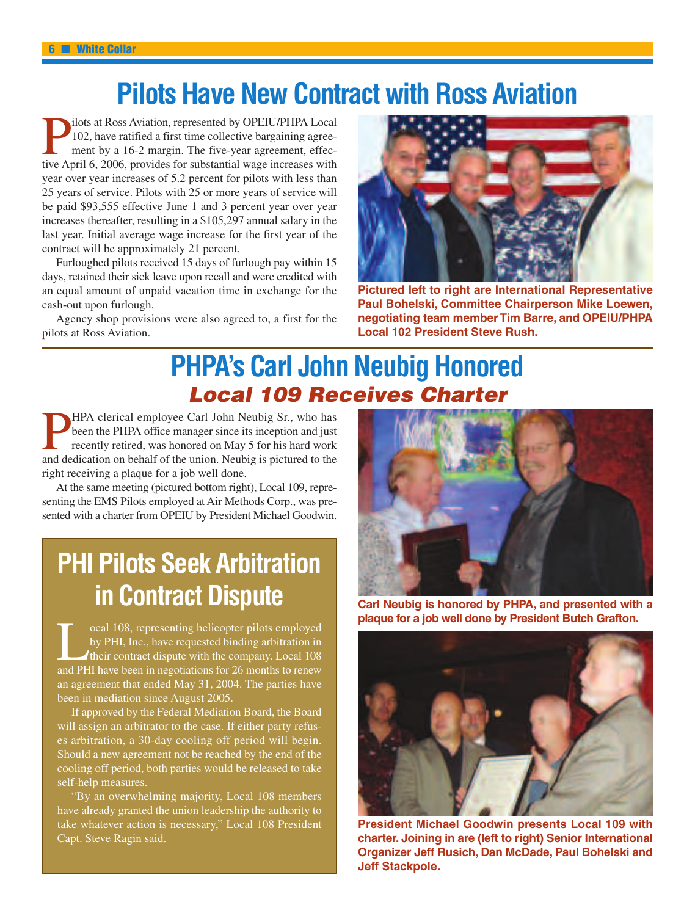# Pilots Have New Contract with Ross Aviation

Pilots at Ross Aviation, represented by OPEIU/PHPA Local 102, have ratified a first time collective bargaining agreement by a 16-2 margin. The five-year agreement, effective April 6, 2006, provides for substantial wage increases with year over year increases of 5.2 percent for pilots with less than 25 years of service. Pilots with 25 or more years of service will be paid $93,555 effective June 1 and 3 percent year over year increases thereafter, resulting in a $105,297 annual salary in the last year. Initial average wage increase for the first year of the contract will be approximately 21 percent.

Furloughed pilots received 15 days of furlough pay within 15 days, retained their sick leave upon recall and were credited with an equal amount of unpaid vacation time in exchange for the cash-out upon furlough.

Agency shop provisions were also agreed to, a first for the pilots at Ross Aviation.

**Pictured left to right are International Representative Paul Bohelski, Committee Chairperson Mike Loewen, negotiating team member Tim Barre, and OPEIU/PHPA Local 102 President Steve Rush.**

# PHPA's Carl John Neubig Honored

## *Local 109 Receives Charter*

PHPA clerical employee Carl John Neubig Sr., who has been the PHPA office manager since its inception and just recently retired, was honored on May 5 for his hard work and dedication on behalf of the union. Neubig is pictured to the right receiving a plaque for a job well done.

At the same meeting (pictured bottom right), Local 109, representing the EMS Pilots employed at Air Methods Corp., was presented with a charter from OPEIU by President Michael Goodwin.

**Carl Neubig is honored by PHPA, and presented with a plaque for a job well done by President Butch Grafton.**

**President Michael Goodwin presents Local 109 with charter. Joining in are (left to right) Senior International Organizer Jeff Rusich, Dan McDade, Paul Bohelski and Jeff Stackpole.**

## PHI Pilots Seek Arbitration in Contract Dispute

Local 108, representing helicopter pilots employed by PHI, Inc., have requested binding arbitration in their contract dispute with the company. Local 108 and PHI have been in negotiations for 26 months to renew an agreement that ended May 31, 2004. The parties have been in mediation since August 2005.

If approved by the Federal Mediation Board, the Board will assign an arbitrator to the case. If either party refuses arbitration, a 30-day cooling off period will begin. Should a new agreement not be reached by the end of the cooling off period, both parties would be released to take self-help measures.

"By an overwhelming majority, Local 108 members have already granted the union leadership the authority to take whatever action is necessary," Local 108 President Capt. Steve Ragin said.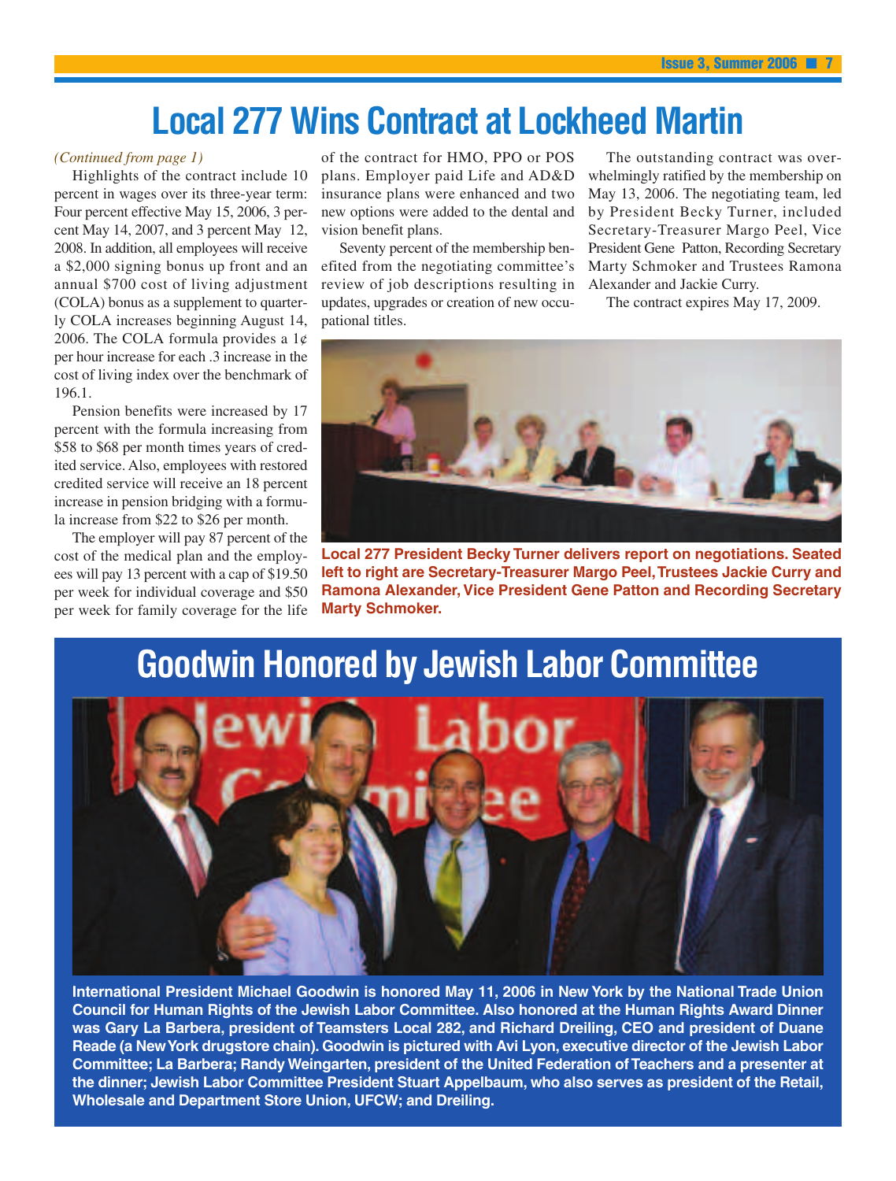# Local 277 Wins Contract at Lockheed Martin

*(Continued from page 1)*

Highlights of the contract include 10 percent in wages over its three-year term: Four percent effective May 15, 2006, 3 percent May 14, 2007, and 3 percent May 12, 2008. In addition, all employees will receive a $2,000 signing bonus up front and an annual $700 cost of living adjustment (COLA) bonus as a supplement to quarterly COLA increases beginning August 14, 2006. The COLA formula provides a 1¢ per hour increase for each .3 increase in the cost of living index over the benchmark of 196.1.

Pension benefits were increased by 17 percent with the formula increasing from $58 to $68 per month times years of credited service. Also, employees with restored credited service will receive an 18 percent increase in pension bridging with a formula increase from $22 to $26 per month.

The employer will pay 87 percent of the cost of the medical plan and the employees will pay 13 percent with a cap of $19.50 per week for individual coverage and $50 per week for family coverage for the life of the contract for HMO, PPO or POS plans. Employer paid Life and AD&D insurance plans were enhanced and two new options were added to the dental and vision benefit plans.

Seventy percent of the membership benefited from the negotiating committee's review of job descriptions resulting in updates, upgrades or creation of new occupational titles.

The outstanding contract was overwhelmingly ratified by the membership on May 13, 2006. The negotiating team, led by President Becky Turner, included Secretary-Treasurer Margo Peel, Vice President Gene Patton, Recording Secretary Marty Schmoker and Trustees Ramona Alexander and Jackie Curry.

The contract expires May 17, 2009.

**Local 277 President Becky Turner delivers report on negotiations. Seated left to right are Secretary-Treasurer Margo Peel, Trustees Jackie Curry and Ramona Alexander, Vice President Gene Patton and Recording Secretary Marty Schmoker.**

# Goodwin Honored by Jewish Labor Committee

**International President Michael Goodwin is honored May 11, 2006 in New York by the National Trade Union Council for Human Rights of the Jewish Labor Committee. Also honored at the Human Rights Award Dinner was Gary La Barbera, president of Teamsters Local 282, and Richard Dreiling, CEO and president of Duane Reade (a New York drugstore chain). Goodwin is pictured with Avi Lyon, executive director of the Jewish Labor Committee; La Barbera; Randy Weingarten, president of the United Federation of Teachers and a presenter at the dinner; Jewish Labor Committee President Stuart Appelbaum, who also serves as president of the Retail, Wholesale and Department Store Union, UFCW; and Dreiling.**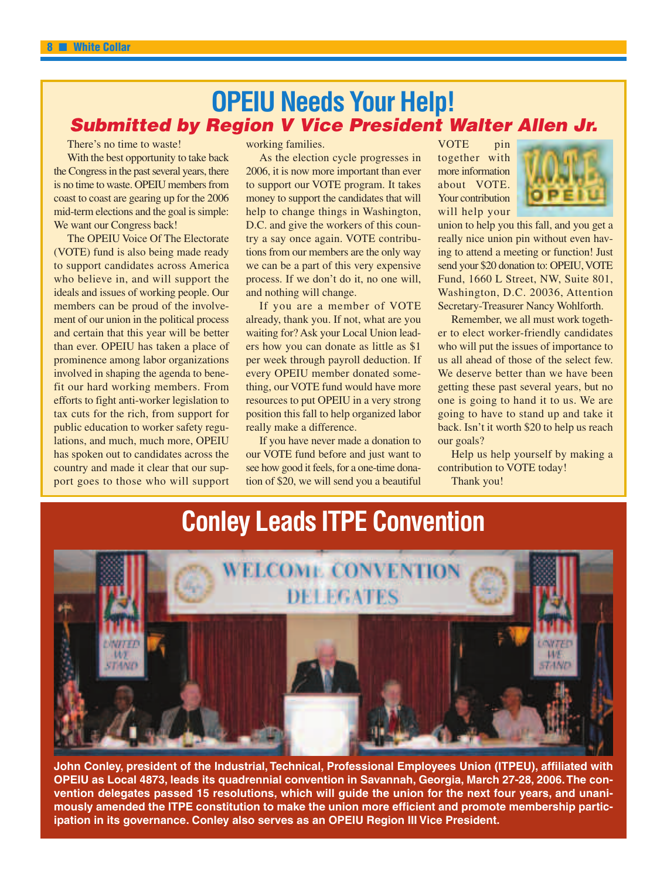## OPEIU Needs Your Help!

***Submitted by Region V Vice President Walter Allen Jr.***

There's no time to waste!

With the best opportunity to take back the Congress in the past several years, there is no time to waste. OPEIU members from coast to coast are gearing up for the 2006 mid-term elections and the goal is simple: We want our Congress back!

The OPEIU Voice Of The Electorate (VOTE) fund is also being made ready to support candidates across America who believe in, and will support the ideals and issues of working people. Our members can be proud of the involvement of our union in the political process and certain that this year will be better than ever. OPEIU has taken a place of prominence among labor organizations involved in shaping the agenda to benefit our hard working members. From efforts to fight anti-worker legislation to tax cuts for the rich, from support for public education to worker safety regulations, and much, much more, OPEIU has spoken out to candidates across the country and made it clear that our support goes to those who will support working families.

As the election cycle progresses in 2006, it is now more important than ever to support our VOTE program. It takes money to support the candidates that will help to change things in Washington, D.C. and give the workers of this country a say once again. VOTE contributions from our members are the only way we can be a part of this very expensive process. If we don't do it, no one will, and nothing will change.

If you are a member of VOTE already, thank you. If not, what are you waiting for? Ask your Local Union leaders how you can donate as little as $1 per week through payroll deduction. If every OPEIU member donated something, our VOTE fund would have more resources to put OPEIU in a very strong position this fall to help organized labor really make a difference.

If you have never made a donation to our VOTE fund before and just want to see how good it feels, for a one-time donation of $20, we will send you a beautiful VOTE pin together with more information about VOTE. Your contribution will help your union to help you this fall, and you get a really nice union pin without even having to attend a meeting or function! Just send your $20 donation to: OPEIU, VOTE Fund, 1660 L Street, NW, Suite 801, Washington, D.C. 20036, Attention Secretary-Treasurer Nancy Wohlforth.

Remember, we all must work together to elect worker-friendly candidates who will put the issues of importance to us all ahead of those of the select few. We deserve better than we have been getting these past several years, but no one is going to hand it to us. We are going to have to stand up and take it back. Isn't it worth $20 to help us reach our goals?

Help us help yourself by making a contribution to VOTE today!

Thank you!

## Conley Leads ITPE Convention

**John Conley, president of the Industrial, Technical, Professional Employees Union (ITPEU), affiliated with OPEIU as Local 4873, leads its quadrennial convention in Savannah, Georgia, March 27-28, 2006. The convention delegates passed 15 resolutions, which will guide the union for the next four years, and unanimously amended the ITPE constitution to make the union more efficient and promote membership participation in its governance. Conley also serves as an OPEIU Region III Vice President.**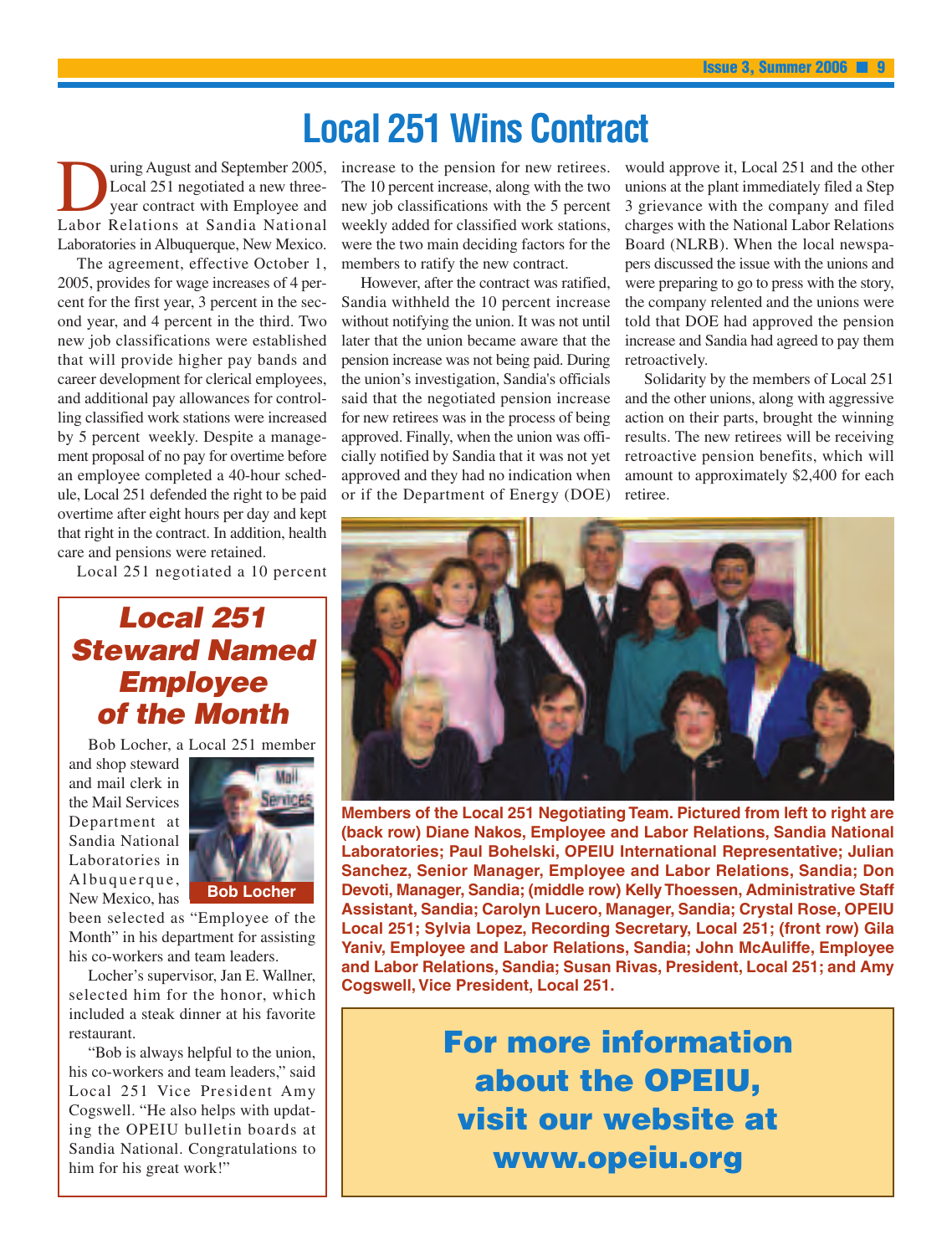# Local 251 Wins Contract

During August and September 2005, Local 251 negotiated a new three-year contract with Employee and Labor Relations at Sandia National Laboratories in Albuquerque, New Mexico.

The agreement, effective October 1, 2005, provides for wage increases of 4 percent for the first year, 3 percent in the second year, and 4 percent in the third. Two new job classifications were established that will provide higher pay bands and career development for clerical employees, and additional pay allowances for controlling classified work stations were increased by 5 percent weekly. Despite a management proposal of no pay for overtime before an employee completed a 40-hour schedule, Local 251 defended the right to be paid overtime after eight hours per day and kept that right in the contract. In addition, health care and pensions were retained.

Local 251 negotiated a 10 percent increase to the pension for new retirees. The 10 percent increase, along with the two new job classifications with the 5 percent weekly added for classified work stations, were the two main deciding factors for the members to ratify the new contract.

However, after the contract was ratified, Sandia withheld the 10 percent increase without notifying the union. It was not until later that the union became aware that the pension increase was not being paid. During the union's investigation, Sandia's officials said that the negotiated pension increase for new retirees was in the process of being approved. Finally, when the union was officially notified by Sandia that it was not yet approved and they had no indication when or if the Department of Energy (DOE) would approve it, Local 251 and the other unions at the plant immediately filed a Step 3 grievance with the company and filed charges with the National Labor Relations Board (NLRB). When the local newspapers discussed the issue with the unions and were preparing to go to press with the story, the company relented and the unions were told that DOE had approved the pension increase and Sandia had agreed to pay them retroactively.

Solidarity by the members of Local 251 and the other unions, along with aggressive action on their parts, brought the winning results. The new retirees will be receiving retroactive pension benefits, which will amount to approximately $2,400 for each retiree.

**Members of the Local 251 Negotiating Team. Pictured from left to right are (back row) Diane Nakos, Employee and Labor Relations, Sandia National Laboratories; Paul Bohelski, OPEIU International Representative; Julian Sanchez, Senior Manager, Employee and Labor Relations, Sandia; Don Devoti, Manager, Sandia; (middle row) Kelly Thoessen, Administrative Staff Assistant, Sandia; Carolyn Lucero, Manager, Sandia; Crystal Rose, OPEIU Local 251; Sylvia Lopez, Recording Secretary, Local 251; (front row) Gila Yaniv, Employee and Labor Relations, Sandia; John McAuliffe, Employee and Labor Relations, Sandia; Susan Rivas, President, Local 251; and Amy Cogswell, Vice President, Local 251.**

## *Local 251 Steward Named Employee of the Month*

Bob Locher, a Local 251 member and shop steward and mail clerk in the Mail Services Department at Sandia National Laboratories in Albuquerque, New Mexico, has been selected as "Employee of the Month" in his department for assisting his co-workers and team leaders.

**Bob Locher**

Locher's supervisor, Jan E. Wallner, selected him for the honor, which included a steak dinner at his favorite restaurant.

"Bob is always helpful to the union, his co-workers and team leaders," said Local 251 Vice President Amy Cogswell. "He also helps with updating the OPEIU bulletin boards at Sandia National. Congratulations to him for his great work!"

**For more information about the OPEIU, visit our website at www.opeiu.org**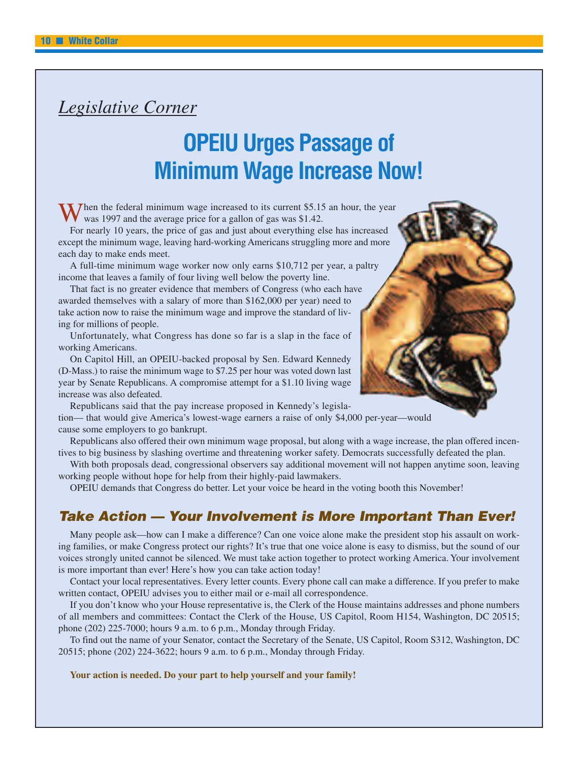*Legislative Corner*

# OPEIU Urges Passage of Minimum Wage Increase Now!

When the federal minimum wage increased to its current $5.15 an hour, the year was 1997 and the average price for a gallon of gas was $1.42.

For nearly 10 years, the price of gas and just about everything else has increased except the minimum wage, leaving hard-working Americans struggling more and more each day to make ends meet.

A full-time minimum wage worker now only earns $10,712 per year, a paltry income that leaves a family of four living well below the poverty line.

That fact is no greater evidence that members of Congress (who each have awarded themselves with a salary of more than $162,000 per year) need to take action now to raise the minimum wage and improve the standard of living for millions of people.

Unfortunately, what Congress has done so far is a slap in the face of working Americans.

On Capitol Hill, an OPEIU-backed proposal by Sen. Edward Kennedy (D-Mass.) to raise the minimum wage to $7.25 per hour was voted down last year by Senate Republicans. A compromise attempt for a $1.10 living wage increase was also defeated.

Republicans said that the pay increase proposed in Kennedy's legislation— that would give America's lowest-wage earners a raise of only $4,000 per-year—would cause some employers to go bankrupt.

Republicans also offered their own minimum wage proposal, but along with a wage increase, the plan offered incentives to big business by slashing overtime and threatening worker safety. Democrats successfully defeated the plan.

With both proposals dead, congressional observers say additional movement will not happen anytime soon, leaving working people without hope for help from their highly-paid lawmakers.

OPEIU demands that Congress do better. Let your voice be heard in the voting booth this November!

## *Take Action — Your Involvement is More Important Than Ever!*

Many people ask—how can I make a difference? Can one voice alone make the president stop his assault on working families, or make Congress protect our rights? It's true that one voice alone is easy to dismiss, but the sound of our voices strongly united cannot be silenced. We must take action together to protect working America. Your involvement is more important than ever! Here's how you can take action today!

Contact your local representatives. Every letter counts. Every phone call can make a difference. If you prefer to make written contact, OPEIU advises you to either mail or e-mail all correspondence.

If you don't know who your House representative is, the Clerk of the House maintains addresses and phone numbers of all members and committees: Contact the Clerk of the House, US Capitol, Room H154, Washington, DC 20515; phone (202) 225-7000; hours 9 a.m. to 6 p.m., Monday through Friday.

To find out the name of your Senator, contact the Secretary of the Senate, US Capitol, Room S312, Washington, DC 20515; phone (202) 224-3622; hours 9 a.m. to 6 p.m., Monday through Friday.

**Your action is needed. Do your part to help yourself and your family!**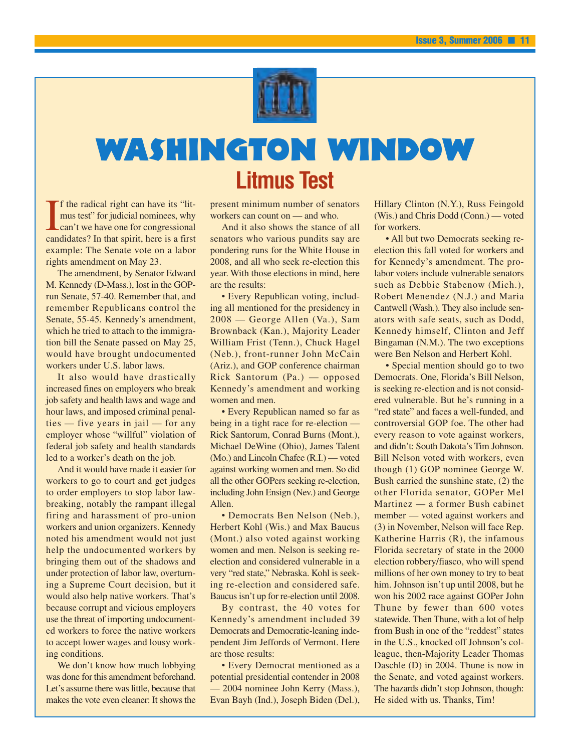# WASHINGTON WINDOW

## Litmus Test

If the radical right can have its "litmus test" for judicial nominees, why can't we have one for congressional candidates? In that spirit, here is a first example: The Senate vote on a labor rights amendment on May 23.

The amendment, by Senator Edward M. Kennedy (D-Mass.), lost in the GOP-run Senate, 57-40. Remember that, and remember Republicans control the Senate, 55-45. Kennedy's amendment, which he tried to attach to the immigration bill the Senate passed on May 25, would have brought undocumented workers under U.S. labor laws.

It also would have drastically increased fines on employers who break job safety and health laws and wage and hour laws, and imposed criminal penalties — five years in jail — for any employer whose "willful" violation of federal job safety and health standards led to a worker's death on the job.

And it would have made it easier for workers to go to court and get judges to order employers to stop labor law-breaking, notably the rampant illegal firing and harassment of pro-union workers and union organizers. Kennedy noted his amendment would not just help the undocumented workers by bringing them out of the shadows and under protection of labor law, overturning a Supreme Court decision, but it would also help native workers. That's because corrupt and vicious employers use the threat of importing undocumented workers to force the native workers to accept lower wages and lousy working conditions.

We don't know how much lobbying was done for this amendment beforehand. Let's assume there was little, because that makes the vote even cleaner: It shows the present minimum number of senators workers can count on — and who.

And it also shows the stance of all senators who various pundits say are pondering runs for the White House in 2008, and all who seek re-election this year. With those elections in mind, here are the results:

- Every Republican voting, including all mentioned for the presidency in 2008 — George Allen (Va.), Sam Brownback (Kan.), Majority Leader William Frist (Tenn.), Chuck Hagel (Neb.), front-runner John McCain (Ariz.), and GOP conference chairman Rick Santorum (Pa.) — opposed Kennedy's amendment and working women and men.
- Every Republican named so far as being in a tight race for re-election — Rick Santorum, Conrad Burns (Mont.), Michael DeWine (Ohio), James Talent (Mo.) and Lincoln Chafee (R.I.) — voted against working women and men. So did all the other GOPers seeking re-election, including John Ensign (Nev.) and George Allen.
- Democrats Ben Nelson (Neb.), Herbert Kohl (Wis.) and Max Baucus (Mont.) also voted against working women and men. Nelson is seeking re-election and considered vulnerable in a very "red state," Nebraska. Kohl is seeking re-election and considered safe. Baucus isn't up for re-election until 2008.

By contrast, the 40 votes for Kennedy's amendment included 39 Democrats and Democratic-leaning independent Jim Jeffords of Vermont. Here are those results:

- Every Democrat mentioned as a potential presidential contender in 2008 — 2004 nominee John Kerry (Mass.), Evan Bayh (Ind.), Joseph Biden (Del.), Hillary Clinton (N.Y.), Russ Feingold (Wis.) and Chris Dodd (Conn.) — voted for workers.
- All but two Democrats seeking re-election this fall voted for workers and for Kennedy's amendment. The pro-labor voters include vulnerable senators such as Debbie Stabenow (Mich.), Robert Menendez (N.J.) and Maria Cantwell (Wash.). They also include senators with safe seats, such as Dodd, Kennedy himself, Clinton and Jeff Bingaman (N.M.). The two exceptions were Ben Nelson and Herbert Kohl.
- Special mention should go to two Democrats. One, Florida's Bill Nelson, is seeking re-election and is not considered vulnerable. But he's running in a "red state" and faces a well-funded, and controversial GOP foe. The other had every reason to vote against workers, and didn't: South Dakota's Tim Johnson. Bill Nelson voted with workers, even though (1) GOP nominee George W. Bush carried the sunshine state, (2) the other Florida senator, GOPer Mel Martinez — a former Bush cabinet member — voted against workers and (3) in November, Nelson will face Rep. Katherine Harris (R), the infamous Florida secretary of state in the 2000 election robbery/fiasco, who will spend millions of her own money to try to beat him. Johnson isn't up until 2008, but he won his 2002 race against GOPer John Thune by fewer than 600 votes statewide. Then Thune, with a lot of help from Bush in one of the "reddest" states in the U.S., knocked off Johnson's colleague, then-Majority Leader Thomas Daschle (D) in 2004. Thune is now in the Senate, and voted against workers. The hazards didn't stop Johnson, though: He sided with us. Thanks, Tim!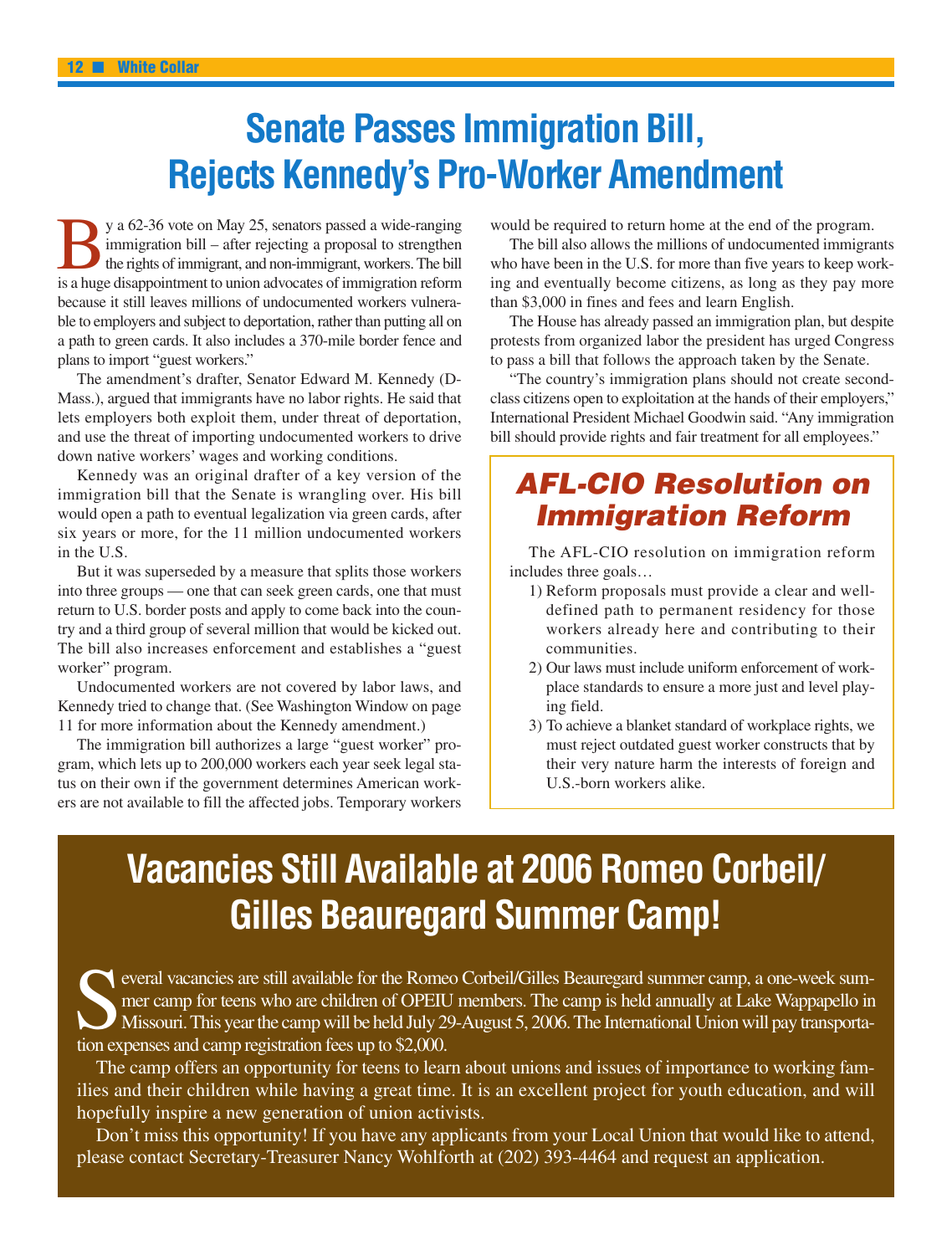# Senate Passes Immigration Bill, Rejects Kennedy's Pro-Worker Amendment

By a 62-36 vote on May 25, senators passed a wide-ranging immigration bill – after rejecting a proposal to strengthen the rights of immigrant, and non-immigrant, workers. The bill is a huge disappointment to union advocates of immigration reform because it still leaves millions of undocumented workers vulnerable to employers and subject to deportation, rather than putting all on a path to green cards. It also includes a 370-mile border fence and plans to import "guest workers."

The amendment's drafter, Senator Edward M. Kennedy (D-Mass.), argued that immigrants have no labor rights. He said that lets employers both exploit them, under threat of deportation, and use the threat of importing undocumented workers to drive down native workers' wages and working conditions.

Kennedy was an original drafter of a key version of the immigration bill that the Senate is wrangling over. His bill would open a path to eventual legalization via green cards, after six years or more, for the 11 million undocumented workers in the U.S.

But it was superseded by a measure that splits those workers into three groups — one that can seek green cards, one that must return to U.S. border posts and apply to come back into the country and a third group of several million that would be kicked out. The bill also increases enforcement and establishes a "guest worker" program.

Undocumented workers are not covered by labor laws, and Kennedy tried to change that. (See Washington Window on page 11 for more information about the Kennedy amendment.)

The immigration bill authorizes a large "guest worker" program, which lets up to 200,000 workers each year seek legal status on their own if the government determines American workers are not available to fill the affected jobs. Temporary workers would be required to return home at the end of the program.

The bill also allows the millions of undocumented immigrants who have been in the U.S. for more than five years to keep working and eventually become citizens, as long as they pay more than $3,000 in fines and fees and learn English.

The House has already passed an immigration plan, but despite protests from organized labor the president has urged Congress to pass a bill that follows the approach taken by the Senate.

"The country's immigration plans should not create second-class citizens open to exploitation at the hands of their employers," International President Michael Goodwin said. "Any immigration bill should provide rights and fair treatment for all employees."

## AFL-CIO Resolution on Immigration Reform

The AFL-CIO resolution on immigration reform includes three goals…

1) Reform proposals must provide a clear and well-defined path to permanent residency for those workers already here and contributing to their communities.
2) Our laws must include uniform enforcement of workplace standards to ensure a more just and level playing field.
3) To achieve a blanket standard of workplace rights, we must reject outdated guest worker constructs that by their very nature harm the interests of foreign and U.S.-born workers alike.

# Vacancies Still Available at 2006 Romeo Corbeil/ Gilles Beauregard Summer Camp!

Several vacancies are still available for the Romeo Corbeil/Gilles Beauregard summer camp, a one-week summer camp for teens who are children of OPEIU members. The camp is held annually at Lake Wappapello in Missouri. This year the camp will be held July 29-August 5, 2006. The International Union will pay transportation expenses and camp registration fees up to $2,000.

The camp offers an opportunity for teens to learn about unions and issues of importance to working families and their children while having a great time. It is an excellent project for youth education, and will hopefully inspire a new generation of union activists.

Don't miss this opportunity! If you have any applicants from your Local Union that would like to attend, please contact Secretary-Treasurer Nancy Wohlforth at (202) 393-4464 and request an application.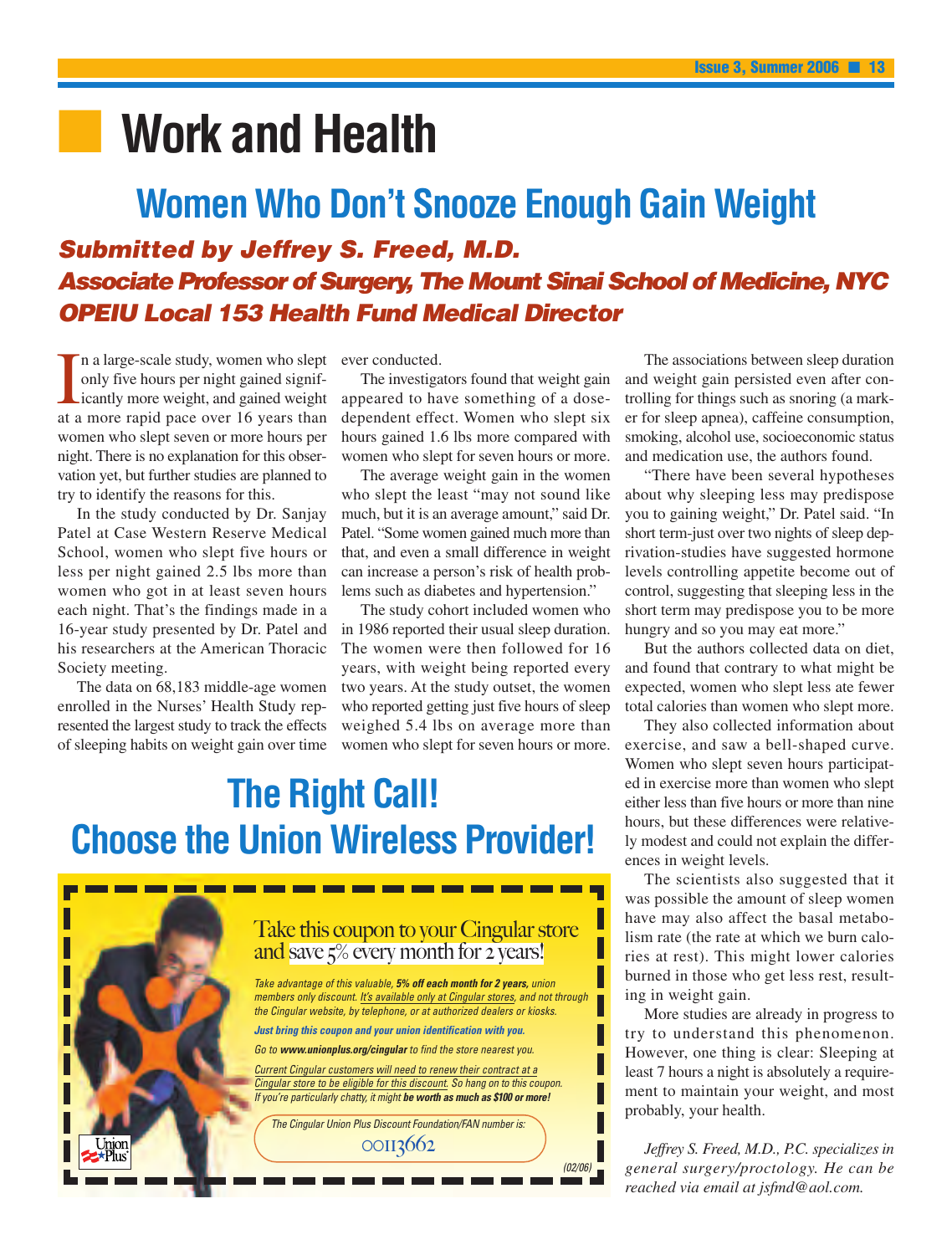# Work and Health

## Women Who Don't Snooze Enough Gain Weight

***Submitted by Jeffrey S. Freed, M.D.***
***Associate Professor of Surgery, The Mount Sinai School of Medicine, NYC***
***OPEIU Local 153 Health Fund Medical Director***

In a large-scale study, women who slept only five hours per night gained significantly more weight, and gained weight at a more rapid pace over 16 years than women who slept seven or more hours per night. There is no explanation for this observation yet, but further studies are planned to try to identify the reasons for this.

In the study conducted by Dr. Sanjay Patel at Case Western Reserve Medical School, women who slept five hours or less per night gained 2.5 lbs more than women who got in at least seven hours each night. That's the findings made in a 16-year study presented by Dr. Patel and his researchers at the American Thoracic Society meeting.

The data on 68,183 middle-age women enrolled in the Nurses' Health Study represented the largest study to track the effects of sleeping habits on weight gain over time ever conducted.

The investigators found that weight gain appeared to have something of a dose-dependent effect. Women who slept six hours gained 1.6 lbs more compared with women who slept for seven hours or more.

The average weight gain in the women who slept the least "may not sound like much, but it is an average amount," said Dr. Patel. "Some women gained much more than that, and even a small difference in weight can increase a person's risk of health problems such as diabetes and hypertension."

The study cohort included women who in 1986 reported their usual sleep duration. The women were then followed for 16 years, with weight being reported every two years. At the study outset, the women who reported getting just five hours of sleep weighed 5.4 lbs on average more than women who slept for seven hours or more.

The associations between sleep duration and weight gain persisted even after controlling for things such as snoring (a marker for sleep apnea), caffeine consumption, smoking, alcohol use, socioeconomic status and medication use, the authors found.

"There have been several hypotheses about why sleeping less may predispose you to gaining weight," Dr. Patel said. "In short term-just over two nights of sleep deprivation-studies have suggested hormone levels controlling appetite become out of control, suggesting that sleeping less in the short term may predispose you to be more hungry and so you may eat more."

But the authors collected data on diet, and found that contrary to what might be expected, women who slept less ate fewer total calories than women who slept more.

They also collected information about exercise, and saw a bell-shaped curve. Women who slept seven hours participated in exercise more than women who slept either less than five hours or more than nine hours, but these differences were relatively modest and could not explain the differences in weight levels.

The scientists also suggested that it was possible the amount of sleep women have may also affect the basal metabolism rate (the rate at which we burn calories at rest). This might lower calories burned in those who get less rest, resulting in weight gain.

More studies are already in progress to try to understand this phenomenon. However, one thing is clear: Sleeping at least 7 hours a night is absolutely a requirement to maintain your weight, and most probably, your health.

*Jeffrey S. Freed, M.D., P.C. specializes in general surgery/proctology. He can be reached via email at jsfmd@aol.com.*

## The Right Call! Choose the Union Wireless Provider!

Take this coupon to your Cingular store and save 5% every month for 2 years!

*Take advantage of this valuable, **5% off each month for 2 years,** union members only discount. It's available only at Cingular stores, and not through the Cingular website, by telephone, or at authorized dealers or kiosks.*

***Just bring this coupon and your union identification with you.***

*Go to **www.unionplus.org/cingular** to find the store nearest you.*

*Current Cingular customers will need to renew their contract at a Cingular store to be eligible for this discount. So hang on to this coupon. If you're particularly chatty, it might **be worth as much as $100 or more!***

*The Cingular Union Plus Discount Foundation/FAN number is:*

00113662

Union Plus

(02/06)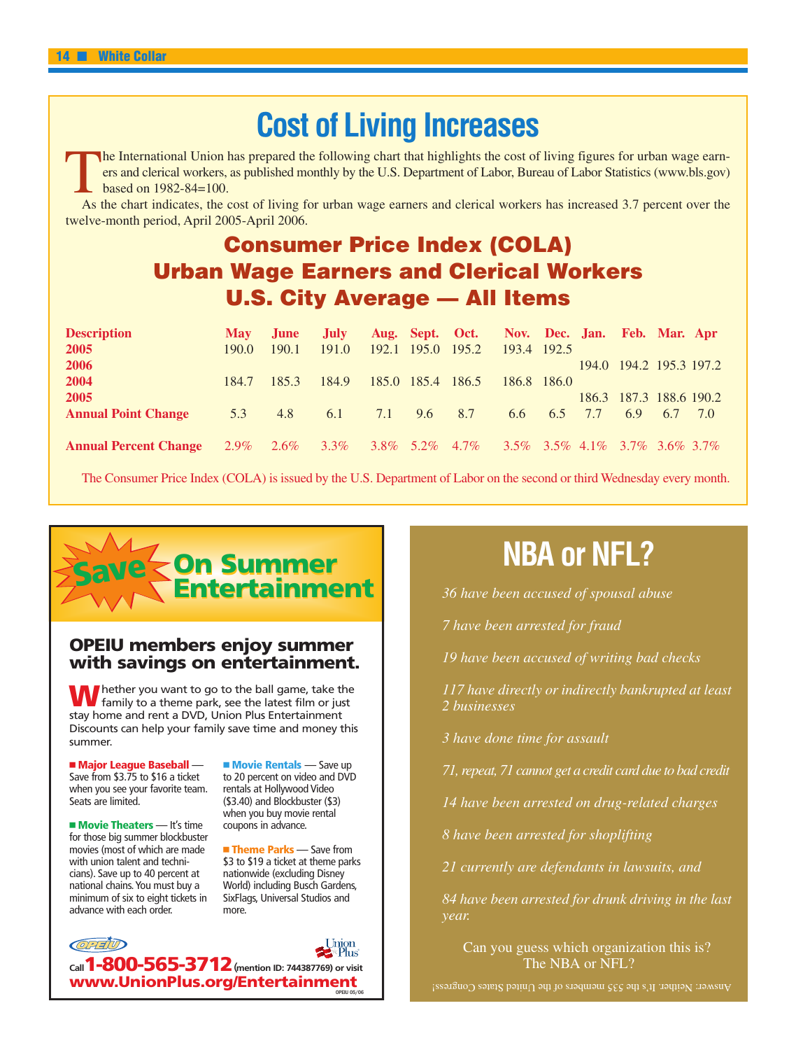# Cost of Living Increases

The International Union has prepared the following chart that highlights the cost of living figures for urban wage earners and clerical workers, as published monthly by the U.S. Department of Labor, Bureau of Labor Statistics (www.bls.gov) based on 1982-84=100.

As the chart indicates, the cost of living for urban wage earners and clerical workers has increased 3.7 percent over the twelve-month period, April 2005-April 2006.

## Consumer Price Index (COLA)
## Urban Wage Earners and Clerical Workers
## U.S. City Average — All Items

| Description | May | June | July | Aug. | Sept. | Oct. | Nov. | Dec. | Jan. | Feb. | Mar. | Apr |
|---|---|---|---|---|---|---|---|---|---|---|---|---|
| 2005 | 190.0 | 190.1 | 191.0 | 192.1 | 195.0 | 195.2 | 193.4 | 192.5 | | | | |
| 2006 | | | | | | | | | 194.0 | 194.2 | 195.3 | 197.2 |
| 2004 | 184.7 | 185.3 | 184.9 | 185.0 | 185.4 | 186.5 | 186.8 | 186.0 | | | | |
| 2005 | | | | | | | | | 186.3 | 187.3 | 188.6 | 190.2 |
| Annual Point Change | 5.3 | 4.8 | 6.1 | 7.1 | 9.6 | 8.7 | 6.6 | 6.5 | 7.7 | 6.9 | 6.7 | 7.0 |
| Annual Percent Change | 2.9% | 2.6% | 3.3% | 3.8% | 5.2% | 4.7% | 3.5% | 3.5% | 4.1% | 3.7% | 3.6% | 3.7% |

The Consumer Price Index (COLA) is issued by the U.S. Department of Labor on the second or third Wednesday every month.

# Save On Summer Entertainment

### OPEIU members enjoy summer with savings on entertainment.

Whether you want to go to the ball game, take the family to a theme park, see the latest film or just stay home and rent a DVD, Union Plus Entertainment Discounts can help your family save time and money this summer.

- **Major League Baseball** — Save from $3.75 to $16 a ticket when you see your favorite team. Seats are limited.
- **Movie Theaters** — It's time for those big summer blockbuster movies (most of which are made with union talent and technicians). Save up to 40 percent at national chains. You must buy a minimum of six to eight tickets in advance with each order.
- **Movie Rentals** — Save up to 20 percent on video and DVD rentals at Hollywood Video ($3.40) and Blockbuster ($3) when you buy movie rental coupons in advance.
- **Theme Parks** — Save from $3 to $19 a ticket at theme parks nationwide (excluding Disney World) including Busch Gardens, SixFlags, Universal Studios and more.

OPEIU — Union Plus

Call **1-800-565-3712** (mention ID: 744387769) or visit **www.UnionPlus.org/Entertainment**

OPEIU 05/06

# NBA or NFL?

*36 have been accused of spousal abuse*

*7 have been arrested for fraud*

*19 have been accused of writing bad checks*

*117 have directly or indirectly bankrupted at least 2 businesses*

*3 have done time for assault*

*71, repeat, 71 cannot get a credit card due to bad credit*

*14 have been arrested on drug-related charges*

*8 have been arrested for shoplifting*

*21 currently are defendants in lawsuits, and*

*84 have been arrested for drunk driving in the last year.*

Can you guess which organization this is? The NBA or NFL?

Answer: Neither. It's the 535 members of the United States Congress!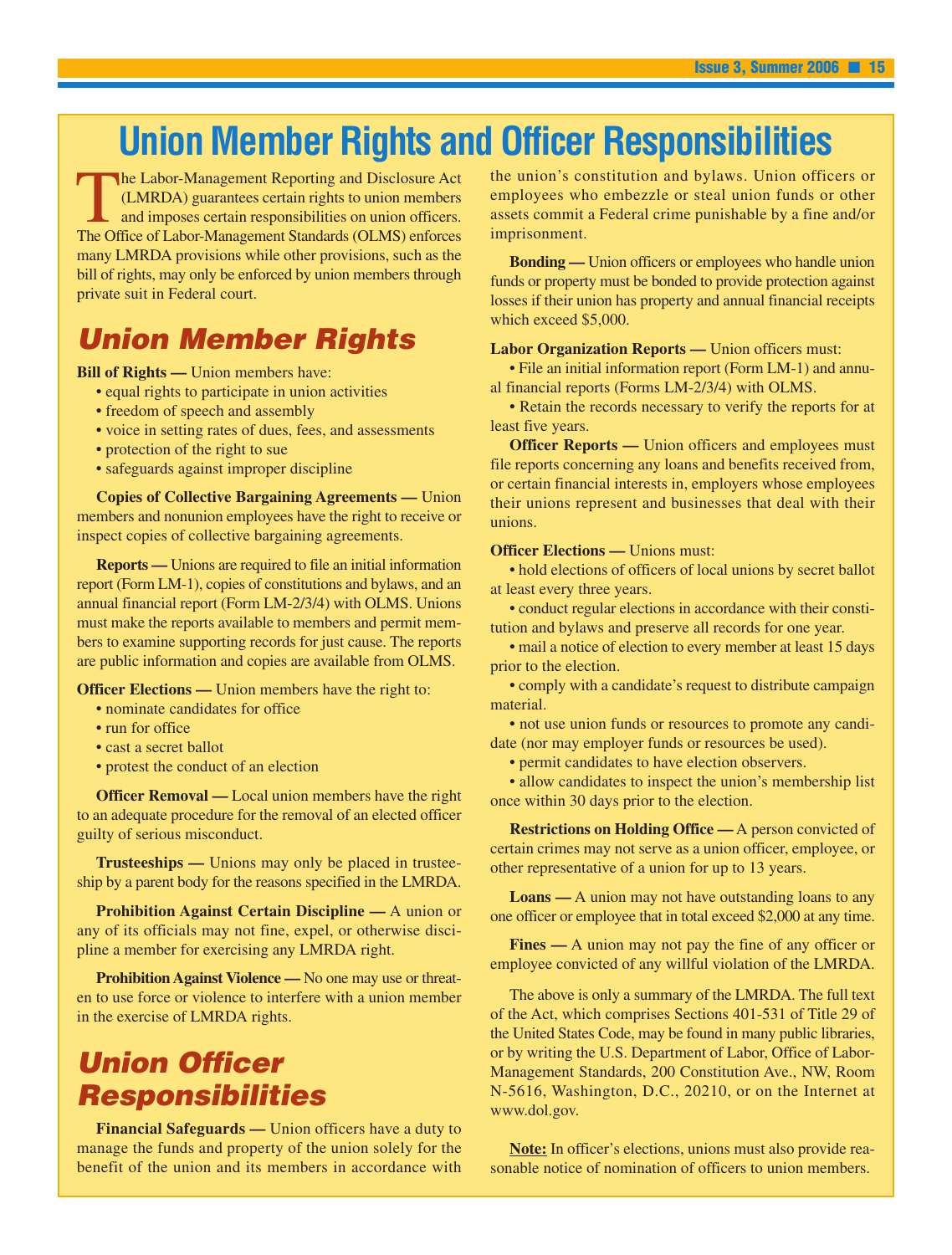# Union Member Rights and Officer Responsibilities

The Labor-Management Reporting and Disclosure Act (LMRDA) guarantees certain rights to union members and imposes certain responsibilities on union officers. The Office of Labor-Management Standards (OLMS) enforces many LMRDA provisions while other provisions, such as the bill of rights, may only be enforced by union members through private suit in Federal court.

## Union Member Rights

**Bill of Rights —** Union members have:

- equal rights to participate in union activities
- freedom of speech and assembly
- voice in setting rates of dues, fees, and assessments
- protection of the right to sue
- safeguards against improper discipline

**Copies of Collective Bargaining Agreements —** Union members and nonunion employees have the right to receive or inspect copies of collective bargaining agreements.

**Reports —** Unions are required to file an initial information report (Form LM-1), copies of constitutions and bylaws, and an annual financial report (Form LM-2/3/4) with OLMS. Unions must make the reports available to members and permit members to examine supporting records for just cause. The reports are public information and copies are available from OLMS.

**Officer Elections —** Union members have the right to:

- nominate candidates for office
- run for office
- cast a secret ballot
- protest the conduct of an election

**Officer Removal —** Local union members have the right to an adequate procedure for the removal of an elected officer guilty of serious misconduct.

**Trusteeships —** Unions may only be placed in trusteeship by a parent body for the reasons specified in the LMRDA.

**Prohibition Against Certain Discipline —** A union or any of its officials may not fine, expel, or otherwise discipline a member for exercising any LMRDA right.

**Prohibition Against Violence —** No one may use or threaten to use force or violence to interfere with a union member in the exercise of LMRDA rights.

## Union Officer Responsibilities

**Financial Safeguards —** Union officers have a duty to manage the funds and property of the union solely for the benefit of the union and its members in accordance with the union's constitution and bylaws. Union officers or employees who embezzle or steal union funds or other assets commit a Federal crime punishable by a fine and/or imprisonment.

**Bonding —** Union officers or employees who handle union funds or property must be bonded to provide protection against losses if their union has property and annual financial receipts which exceed $5,000.

**Labor Organization Reports —** Union officers must:

- File an initial information report (Form LM-1) and annual financial reports (Forms LM-2/3/4) with OLMS.
- Retain the records necessary to verify the reports for at least five years.

**Officer Reports —** Union officers and employees must file reports concerning any loans and benefits received from, or certain financial interests in, employers whose employees their unions represent and businesses that deal with their unions.

**Officer Elections —** Unions must:

- hold elections of officers of local unions by secret ballot at least every three years.
- conduct regular elections in accordance with their constitution and bylaws and preserve all records for one year.
- mail a notice of election to every member at least 15 days prior to the election.
- comply with a candidate's request to distribute campaign material.
- not use union funds or resources to promote any candidate (nor may employer funds or resources be used).
- permit candidates to have election observers.
- allow candidates to inspect the union's membership list once within 30 days prior to the election.

**Restrictions on Holding Office —** A person convicted of certain crimes may not serve as a union officer, employee, or other representative of a union for up to 13 years.

**Loans —** A union may not have outstanding loans to any one officer or employee that in total exceed $2,000 at any time.

**Fines —** A union may not pay the fine of any officer or employee convicted of any willful violation of the LMRDA.

The above is only a summary of the LMRDA. The full text of the Act, which comprises Sections 401-531 of Title 29 of the United States Code, may be found in many public libraries, or by writing the U.S. Department of Labor, Office of Labor-Management Standards, 200 Constitution Ave., NW, Room N-5616, Washington, D.C., 20210, or on the Internet at www.dol.gov.

**Note:** In officer's elections, unions must also provide reasonable notice of nomination of officers to union members.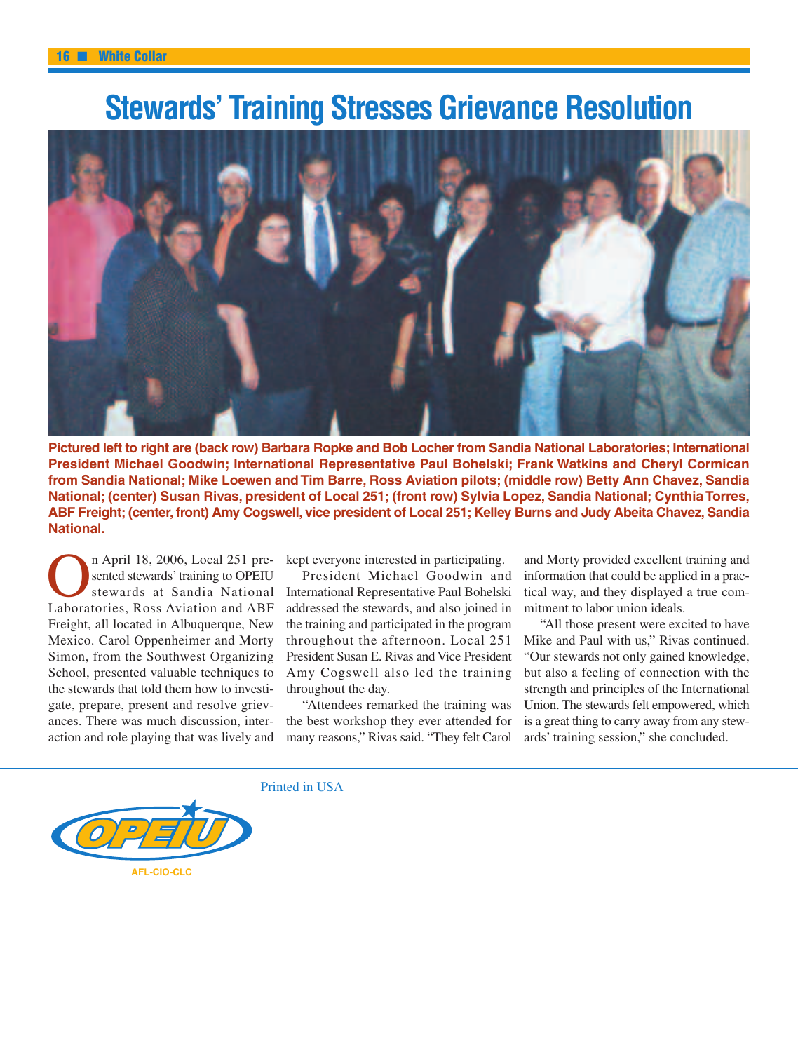# Stewards' Training Stresses Grievance Resolution

**Pictured left to right are (back row) Barbara Ropke and Bob Locher from Sandia National Laboratories; International President Michael Goodwin; International Representative Paul Bohelski; Frank Watkins and Cheryl Cormican from Sandia National; Mike Loewen and Tim Barre, Ross Aviation pilots; (middle row) Betty Ann Chavez, Sandia National; (center) Susan Rivas, president of Local 251; (front row) Sylvia Lopez, Sandia National; Cynthia Torres, ABF Freight; (center, front) Amy Cogswell, vice president of Local 251; Kelley Burns and Judy Abeita Chavez, Sandia National.**

On April 18, 2006, Local 251 presented stewards' training to OPEIU stewards at Sandia National Laboratories, Ross Aviation and ABF Freight, all located in Albuquerque, New Mexico. Carol Oppenheimer and Morty Simon, from the Southwest Organizing School, presented valuable techniques to the stewards that told them how to investigate, prepare, present and resolve grievances. There was much discussion, interaction and role playing that was lively and kept everyone interested in participating.

President Michael Goodwin and International Representative Paul Bohelski addressed the stewards, and also joined in the training and participated in the program throughout the afternoon. Local 251 President Susan E. Rivas and Vice President Amy Cogswell also led the training throughout the day.

"Attendees remarked the training was the best workshop they ever attended for many reasons," Rivas said. "They felt Carol and Morty provided excellent training and information that could be applied in a practical way, and they displayed a true commitment to labor union ideals.

"All those present were excited to have Mike and Paul with us," Rivas continued. "Our stewards not only gained knowledge, but also a feeling of connection with the strength and principles of the International Union. The stewards felt empowered, which is a great thing to carry away from any stewards' training session," she concluded.

Printed in USA

OPEIU AFL-CIO-CLC